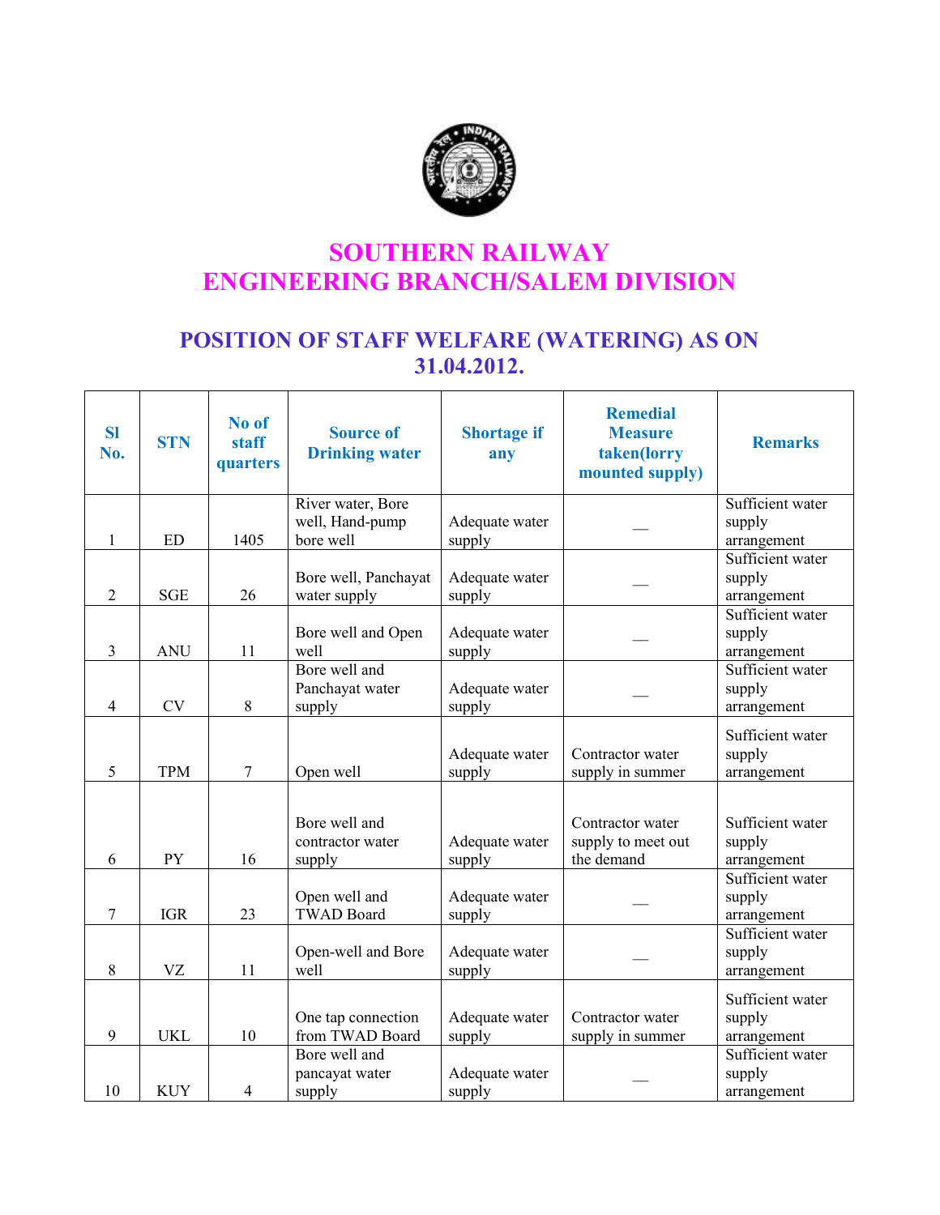# SOUTHERN RAILWAY
# ENGINEERING BRANCH/SALEM DIVISION

## POSITION OF STAFF WELFARE (WATERING) AS ON 31.04.2012.

| Sl No. | STN | No of staff quarters | Source of Drinking water | Shortage if any | Remedial Measure taken(lorry mounted supply) | Remarks |
|---|---|---|---|---|---|---|
| 1 | ED | 1405 | River water, Bore well, Hand-pump bore well | Adequate water supply | __ | Sufficient water supply arrangement |
| 2 | SGE | 26 | Bore well, Panchayat water supply | Adequate water supply | __ | Sufficient water supply arrangement |
| 3 | ANU | 11 | Bore well and Open well | Adequate water supply | __ | Sufficient water supply arrangement |
| 4 | CV | 8 | Bore well and Panchayat water supply | Adequate water supply | __ | Sufficient water supply arrangement |
| 5 | TPM | 7 | Open well | Adequate water supply | Contractor water supply in summer | Sufficient water supply arrangement |
| 6 | PY | 16 | Bore well and contractor water supply | Adequate water supply | Contractor water supply to meet out the demand | Sufficient water supply arrangement |
| 7 | IGR | 23 | Open well and TWAD Board | Adequate water supply | __ | Sufficient water supply arrangement |
| 8 | VZ | 11 | Open-well and Bore well | Adequate water supply | __ | Sufficient water supply arrangement |
| 9 | UKL | 10 | One tap connection from TWAD Board | Adequate water supply | Contractor water supply in summer | Sufficient water supply arrangement |
| 10 | KUY | 4 | Bore well and pancayat water supply | Adequate water supply | __ | Sufficient water supply arrangement |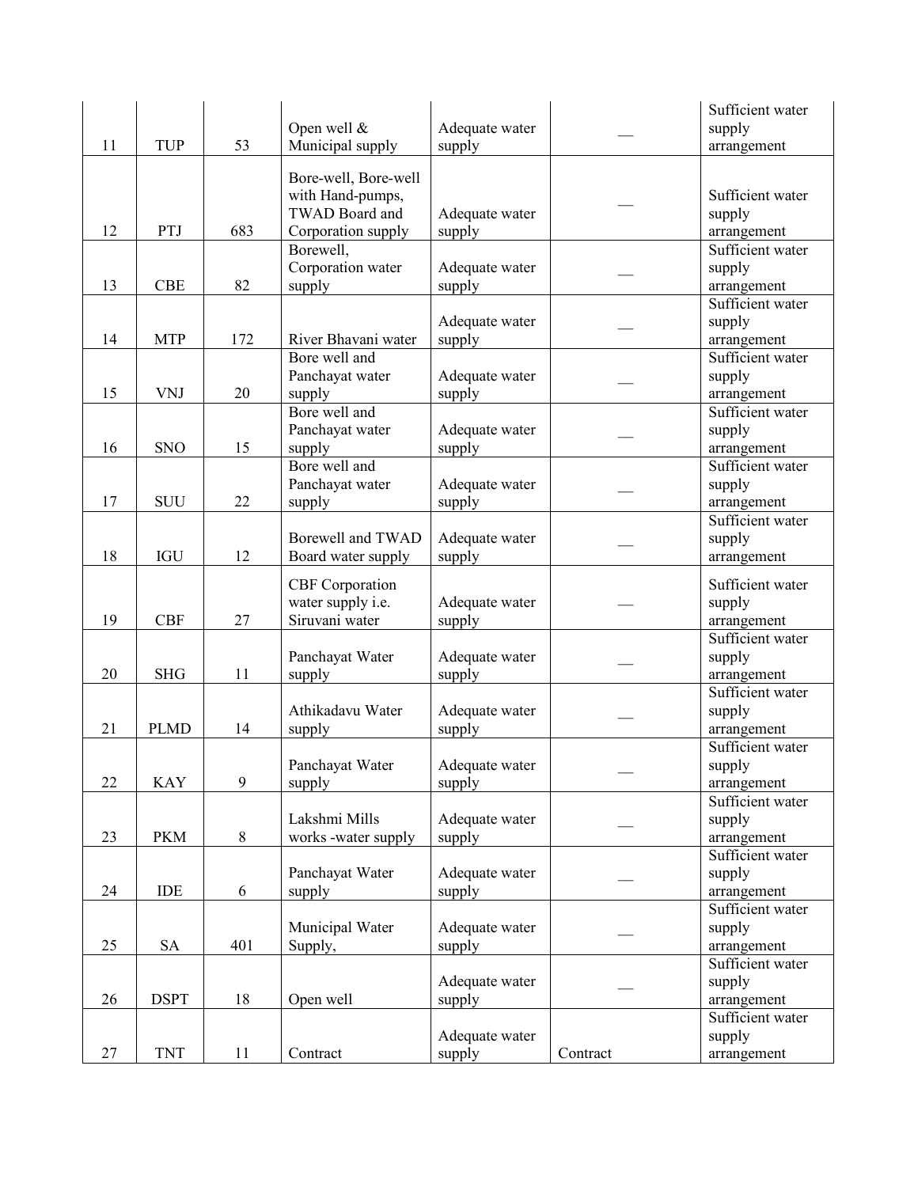| | | | | | | |
|---|---|---|---|---|---|---|
| 11 | TUP | 53 | Open well & Municipal supply | Adequate water supply | __ | Sufficient water supply arrangement |
| 12 | PTJ | 683 | Bore-well, Bore-well with Hand-pumps, TWAD Board and Corporation supply | Adequate water supply | __ | Sufficient water supply arrangement |
| 13 | CBE | 82 | Borewell, Corporation water supply | Adequate water supply | __ | Sufficient water supply arrangement |
| 14 | MTP | 172 | River Bhavani water | Adequate water supply | __ | Sufficient water supply arrangement |
| 15 | VNJ | 20 | Bore well and Panchayat water supply | Adequate water supply | __ | Sufficient water supply arrangement |
| 16 | SNO | 15 | Bore well and Panchayat water supply | Adequate water supply | __ | Sufficient water supply arrangement |
| 17 | SUU | 22 | Bore well and Panchayat water supply | Adequate water supply | __ | Sufficient water supply arrangement |
| 18 | IGU | 12 | Borewell and TWAD Board water supply | Adequate water supply | __ | Sufficient water supply arrangement |
| 19 | CBF | 27 | CBF Corporation water supply i.e. Siruvani water | Adequate water supply | __ | Sufficient water supply arrangement |
| 20 | SHG | 11 | Panchayat Water supply | Adequate water supply | __ | Sufficient water supply arrangement |
| 21 | PLMD | 14 | Athikadavu Water supply | Adequate water supply | __ | Sufficient water supply arrangement |
| 22 | KAY | 9 | Panchayat Water supply | Adequate water supply | __ | Sufficient water supply arrangement |
| 23 | PKM | 8 | Lakshmi Mills works -water supply | Adequate water supply | __ | Sufficient water supply arrangement |
| 24 | IDE | 6 | Panchayat Water supply | Adequate water supply | __ | Sufficient water supply arrangement |
| 25 | SA | 401 | Municipal Water Supply, | Adequate water supply | __ | Sufficient water supply arrangement |
| 26 | DSPT | 18 | Open well | Adequate water supply | __ | Sufficient water supply arrangement |
| 27 | TNT | 11 | Contract | Adequate water supply | Contract | Sufficient water supply arrangement |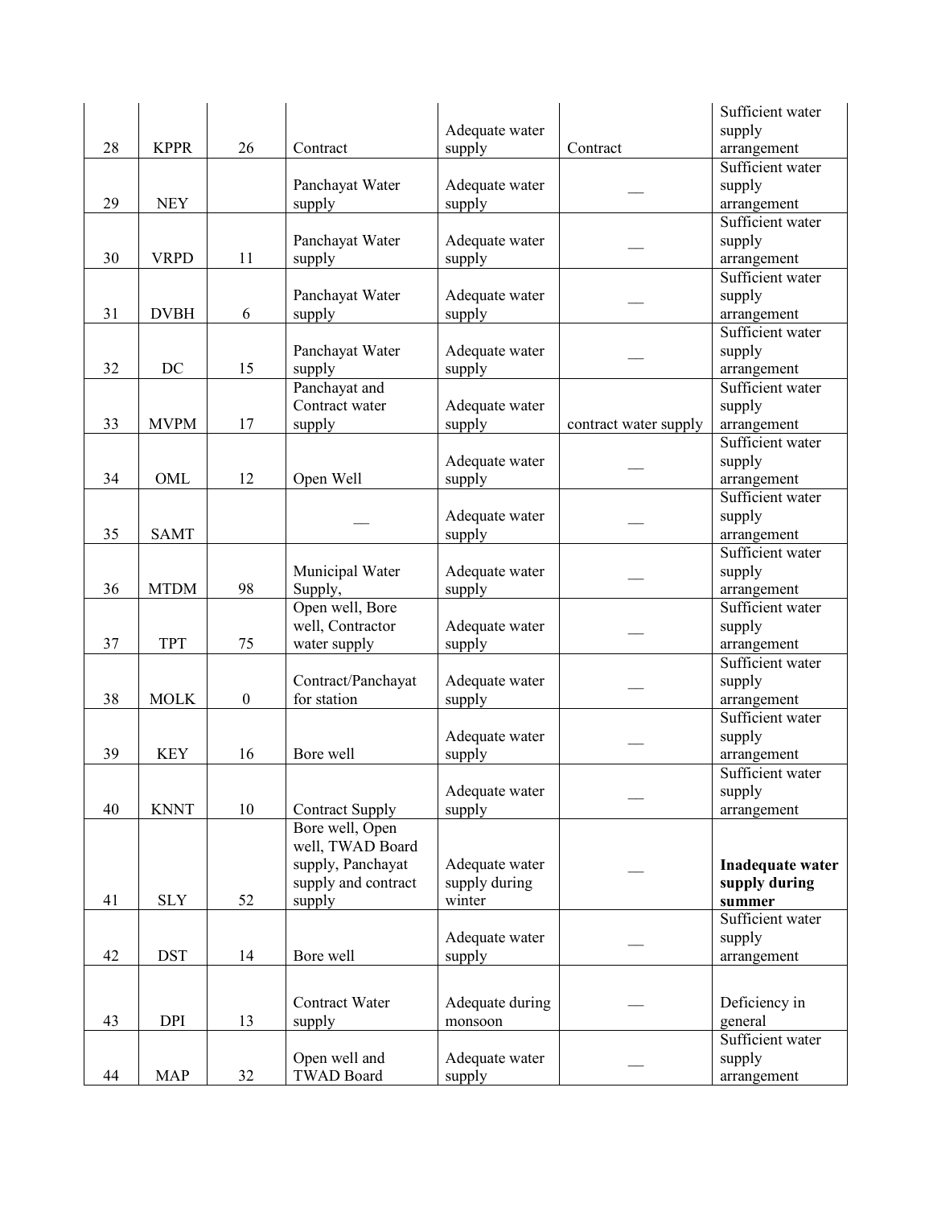| | | | | | | |
|---|---|---|---|---|---|---|
| 28 | KPPR | 26 | Contract | Adequate water supply | Contract | Sufficient water supply arrangement |
| 29 | NEY | | Panchayat Water supply | Adequate water supply | — | Sufficient water supply arrangement |
| 30 | VRPD | 11 | Panchayat Water supply | Adequate water supply | — | Sufficient water supply arrangement |
| 31 | DVBH | 6 | Panchayat Water supply | Adequate water supply | — | Sufficient water supply arrangement |
| 32 | DC | 15 | Panchayat Water supply | Adequate water supply | — | Sufficient water supply arrangement |
| 33 | MVPM | 17 | Panchayat and Contract water supply | Adequate water supply | contract water supply | Sufficient water supply arrangement |
| 34 | OML | 12 | Open Well | Adequate water supply | — | Sufficient water supply arrangement |
| 35 | SAMT | | — | Adequate water supply | — | Sufficient water supply arrangement |
| 36 | MTDM | 98 | Municipal Water Supply, | Adequate water supply | — | Sufficient water supply arrangement |
| 37 | TPT | 75 | Open well, Bore well, Contractor water supply | Adequate water supply | — | Sufficient water supply arrangement |
| 38 | MOLK | 0 | Contract/Panchayat for station | Adequate water supply | — | Sufficient water supply arrangement |
| 39 | KEY | 16 | Bore well | Adequate water supply | — | Sufficient water supply arrangement |
| 40 | KNNT | 10 | Contract Supply | Adequate water supply | — | Sufficient water supply arrangement |
| 41 | SLY | 52 | Bore well, Open well, TWAD Board supply, Panchayat supply and contract supply | Adequate water supply during winter | — | **Inadequate water supply during summer** |
| 42 | DST | 14 | Bore well | Adequate water supply | — | Sufficient water supply arrangement |
| 43 | DPI | 13 | Contract Water supply | Adequate during monsoon | — | Deficiency in general |
| 44 | MAP | 32 | Open well and TWAD Board | Adequate water supply | — | Sufficient water supply arrangement |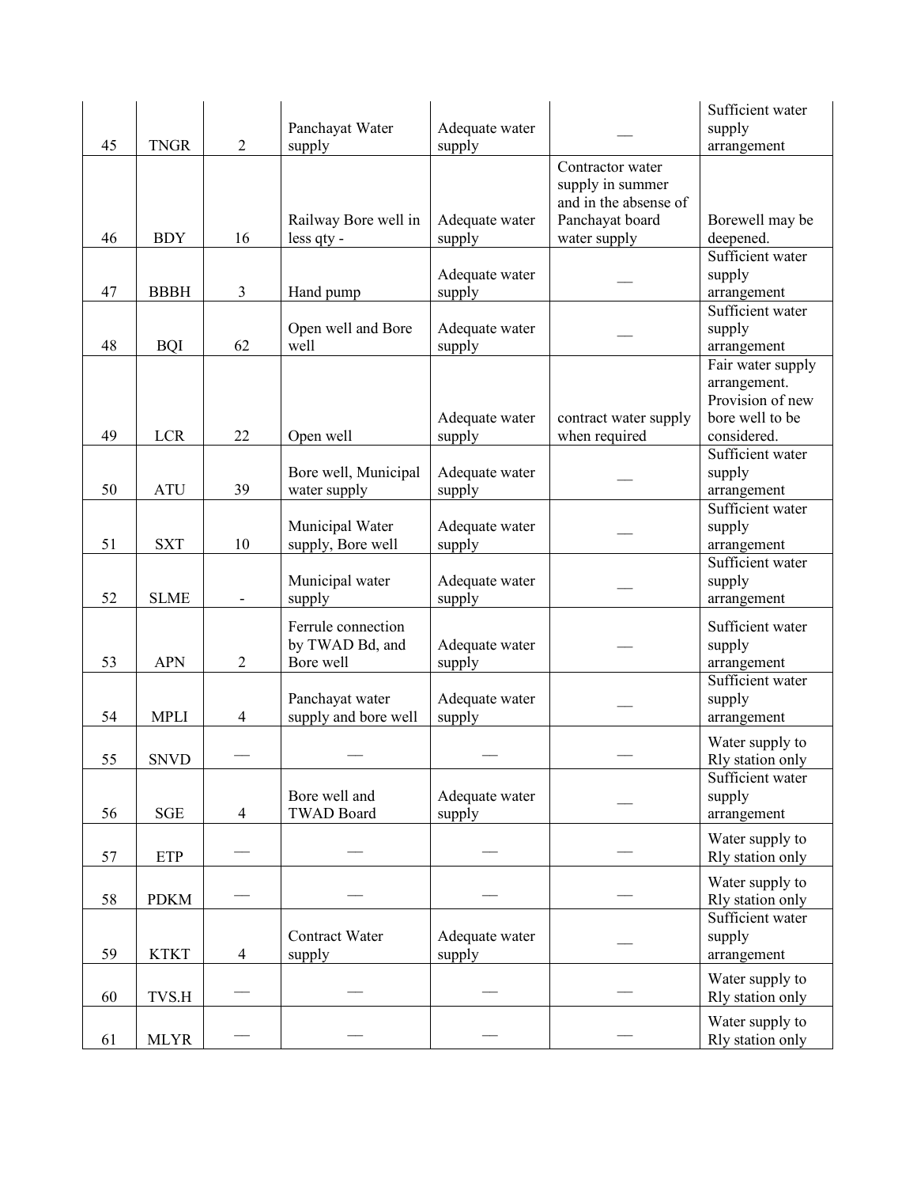| 45 | TNGR | 2 | Panchayat Water supply | Adequate water supply | — | Sufficient water supply arrangement |
|---|---|---|---|---|---|---|
| 46 | BDY | 16 | Railway Bore well in less qty - | Adequate water supply | Contractor water supply in summer and in the absense of Panchayat board water supply | Borewell may be deepened. |
| 47 | BBBH | 3 | Hand pump | Adequate water supply | — | Sufficient water supply arrangement |
| 48 | BQI | 62 | Open well and Bore well | Adequate water supply | — | Sufficient water supply arrangement |
| 49 | LCR | 22 | Open well | Adequate water supply | contract water supply when required | Fair water supply arrangement. Provision of new bore well to be considered. |
| 50 | ATU | 39 | Bore well, Municipal water supply | Adequate water supply | — | Sufficient water supply arrangement |
| 51 | SXT | 10 | Municipal Water supply, Bore well | Adequate water supply | — | Sufficient water supply arrangement |
| 52 | SLME | - | Municipal water supply | Adequate water supply | — | Sufficient water supply arrangement |
| 53 | APN | 2 | Ferrule connection by TWAD Bd, and Bore well | Adequate water supply | — | Sufficient water supply arrangement |
| 54 | MPLI | 4 | Panchayat water supply and bore well | Adequate water supply | — | Sufficient water supply arrangement |
| 55 | SNVD | — | — | — | — | Water supply to Rly station only |
| 56 | SGE | 4 | Bore well and TWAD Board | Adequate water supply | — | Sufficient water supply arrangement |
| 57 | ETP | — | — | — | — | Water supply to Rly station only |
| 58 | PDKM | — | — | — | — | Water supply to Rly station only |
| 59 | KTKT | 4 | Contract Water supply | Adequate water supply | — | Sufficient water supply arrangement |
| 60 | TVS.H | — | — | — | — | Water supply to Rly station only |
| 61 | MLYR | — | — | — | — | Water supply to Rly station only |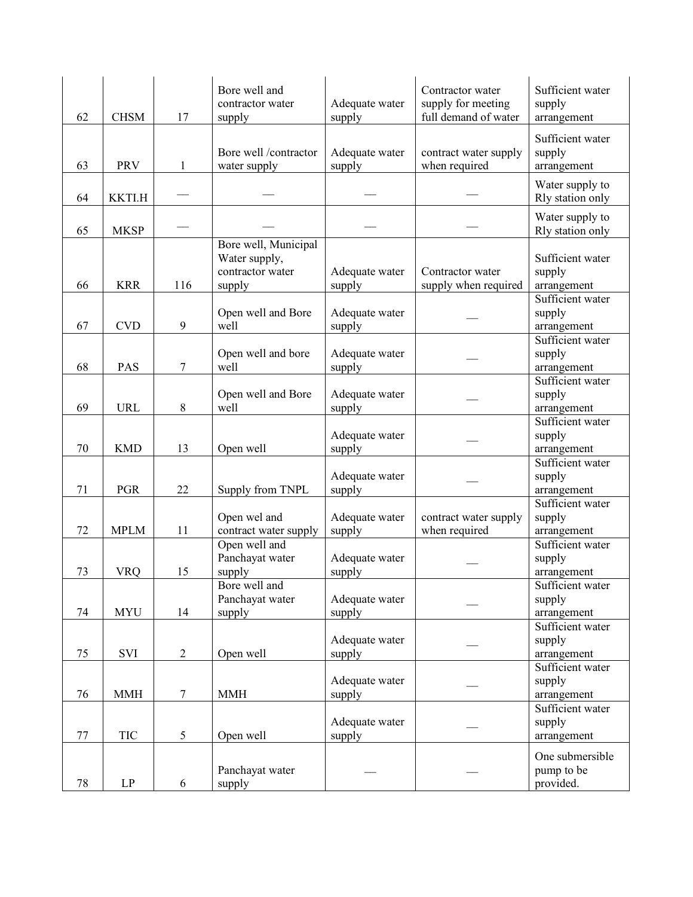| | | | | | | |
|---|---|---|---|---|---|---|
| 62 | CHSM | 17 | Bore well and contractor water supply | Adequate water supply | Contractor water supply for meeting full demand of water | Sufficient water supply arrangement |
| 63 | PRV | 1 | Bore well /contractor water supply | Adequate water supply | contract water supply when required | Sufficient water supply arrangement |
| 64 | KKTI.H | — | — | — | — | Water supply to Rly station only |
| 65 | MKSP | — | — | — | — | Water supply to Rly station only |
| 66 | KRR | 116 | Bore well, Municipal Water supply, contractor water supply | Adequate water supply | Contractor water supply when required | Sufficient water supply arrangement |
| 67 | CVD | 9 | Open well and Bore well | Adequate water supply | — | Sufficient water supply arrangement |
| 68 | PAS | 7 | Open well and bore well | Adequate water supply | — | Sufficient water supply arrangement |
| 69 | URL | 8 | Open well and Bore well | Adequate water supply | — | Sufficient water supply arrangement |
| 70 | KMD | 13 | Open well | Adequate water supply | — | Sufficient water supply arrangement |
| 71 | PGR | 22 | Supply from TNPL | Adequate water supply | — | Sufficient water supply arrangement |
| 72 | MPLM | 11 | Open wel and contract water supply | Adequate water supply | contract water supply when required | Sufficient water supply arrangement |
| 73 | VRQ | 15 | Open well and Panchayat water supply | Adequate water supply | — | Sufficient water supply arrangement |
| 74 | MYU | 14 | Bore well and Panchayat water supply | Adequate water supply | — | Sufficient water supply arrangement |
| 75 | SVI | 2 | Open well | Adequate water supply | — | Sufficient water supply arrangement |
| 76 | MMH | 7 | MMH | Adequate water supply | — | Sufficient water supply arrangement |
| 77 | TIC | 5 | Open well | Adequate water supply | — | Sufficient water supply arrangement |
| 78 | LP | 6 | Panchayat water supply | — | — | One submersible pump to be provided. |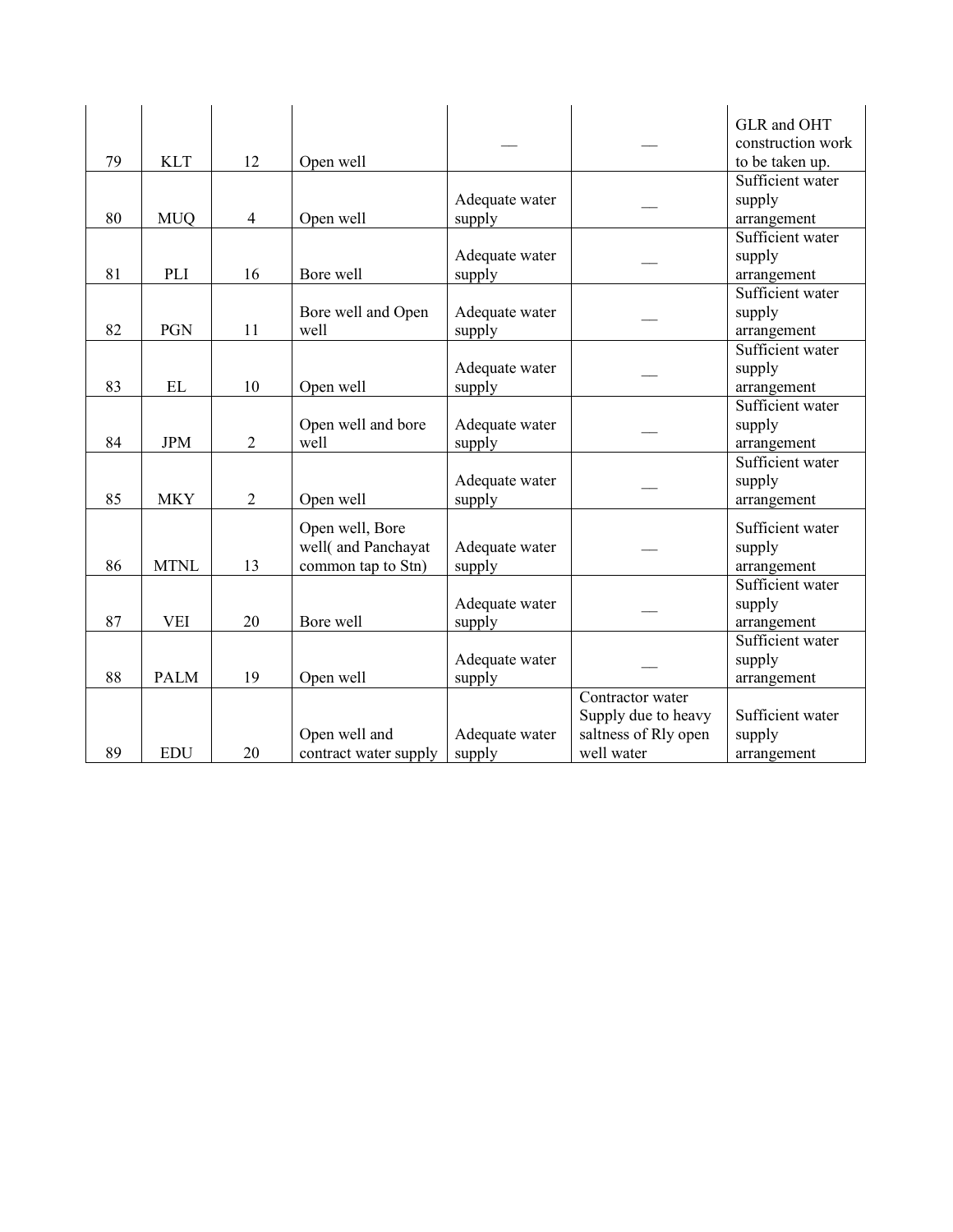| | | | | | | |
|---|---|---|---|---|---|---|
| 79 | KLT | 12 | Open well | — | — | GLR and OHT construction work to be taken up. |
| 80 | MUQ | 4 | Open well | Adequate water supply | — | Sufficient water supply arrangement |
| 81 | PLI | 16 | Bore well | Adequate water supply | — | Sufficient water supply arrangement |
| 82 | PGN | 11 | Bore well and Open well | Adequate water supply | — | Sufficient water supply arrangement |
| 83 | EL | 10 | Open well | Adequate water supply | — | Sufficient water supply arrangement |
| 84 | JPM | 2 | Open well and bore well | Adequate water supply | — | Sufficient water supply arrangement |
| 85 | MKY | 2 | Open well | Adequate water supply | — | Sufficient water supply arrangement |
| 86 | MTNL | 13 | Open well, Bore well( and Panchayat common tap to Stn) | Adequate water supply | — | Sufficient water supply arrangement |
| 87 | VEI | 20 | Bore well | Adequate water supply | — | Sufficient water supply arrangement |
| 88 | PALM | 19 | Open well | Adequate water supply | — | Sufficient water supply arrangement |
| 89 | EDU | 20 | Open well and contract water supply | Adequate water supply | Contractor water Supply due to heavy saltness of Rly open well water | Sufficient water supply arrangement |